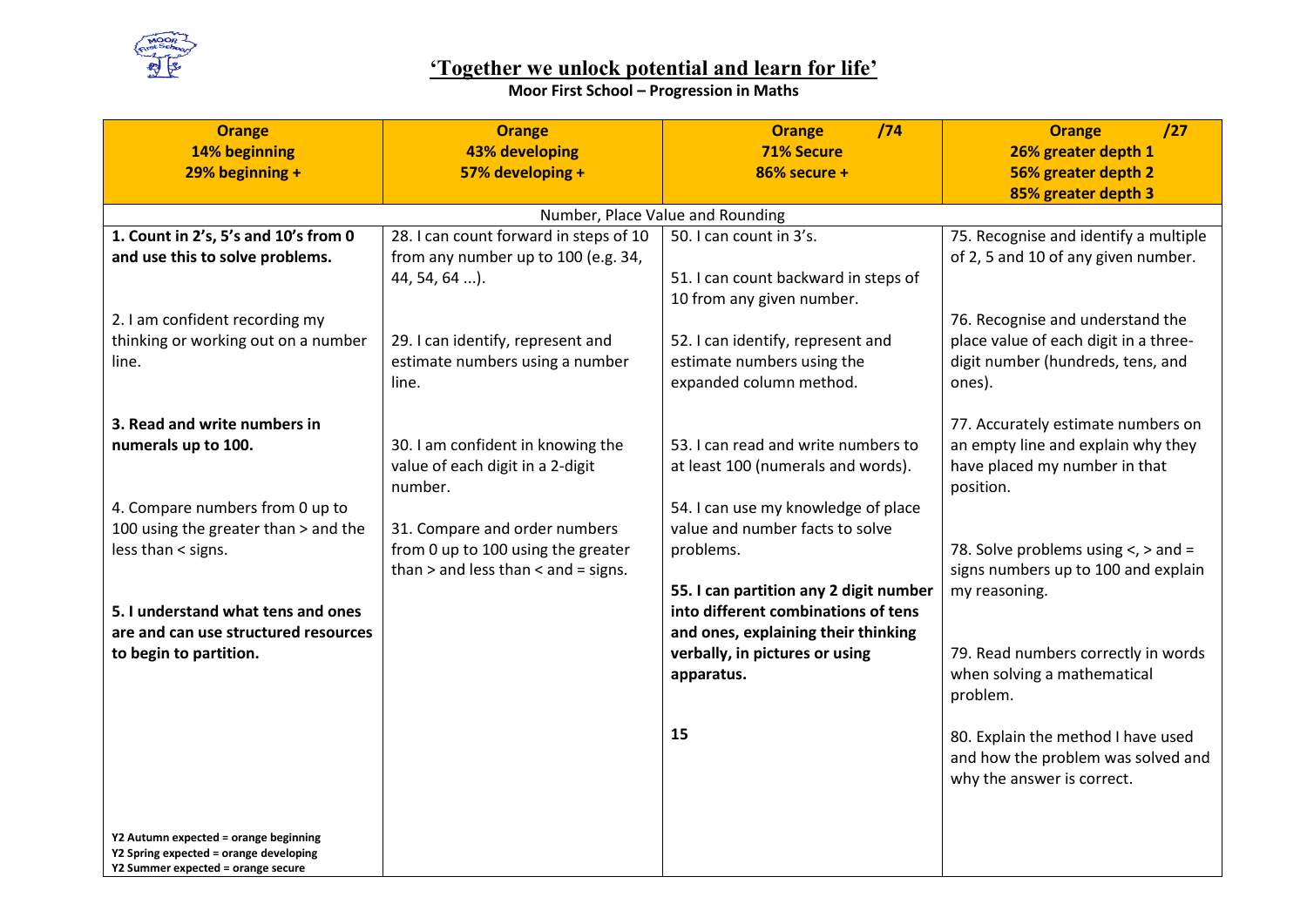# 'Together we unlock potential and learn for life'

**Moor First School – Progression in Maths**

| **Orange**<br>**14% beginning**<br>**29% beginning +** | **Orange**<br>**43% developing**<br>**57% developing +** | **Orange /74**<br>**71% Secure**<br>**86% secure +** | **Orange /27**<br>**26% greater depth 1**<br>**56% greater depth 2**<br>**85% greater depth 3** |
|---|---|---|---|
| Number, Place Value and Rounding | | | |
| **1. Count in 2's, 5's and 10's from 0 and use this to solve problems.**<br><br>2. I am confident recording my thinking or working out on a number line.<br><br>**3. Read and write numbers in numerals up to 100.**<br><br>4. Compare numbers from 0 up to 100 using the greater than > and the less than < signs.<br><br>**5. I understand what tens and ones are and can use structured resources to begin to partition.**<br><br>**Y2 Autumn expected = orange beginning**<br>**Y2 Spring expected = orange developing**<br>**Y2 Summer expected = orange secure** | 28. I can count forward in steps of 10 from any number up to 100 (e.g. 34, 44, 54, 64 ...).<br><br>29. I can identify, represent and estimate numbers using a number line.<br><br>30. I am confident in knowing the value of each digit in a 2-digit number.<br><br>31. Compare and order numbers from 0 up to 100 using the greater than > and less than < and = signs. | 50. I can count in 3's.<br><br>51. I can count backward in steps of 10 from any given number.<br><br>52. I can identify, represent and estimate numbers using the expanded column method.<br><br>53. I can read and write numbers to at least 100 (numerals and words).<br><br>54. I can use my knowledge of place value and number facts to solve problems.<br><br>**55. I can partition any 2 digit number into different combinations of tens and ones, explaining their thinking verbally, in pictures or using apparatus.**<br><br>**15** | 75. Recognise and identify a multiple of 2, 5 and 10 of any given number.<br><br>76. Recognise and understand the place value of each digit in a three-digit number (hundreds, tens, and ones).<br><br>77. Accurately estimate numbers on an empty line and explain why they have placed my number in that position.<br><br>78. Solve problems using <, > and = signs numbers up to 100 and explain my reasoning.<br><br>79. Read numbers correctly in words when solving a mathematical problem.<br><br>80. Explain the method I have used and how the problem was solved and why the answer is correct. |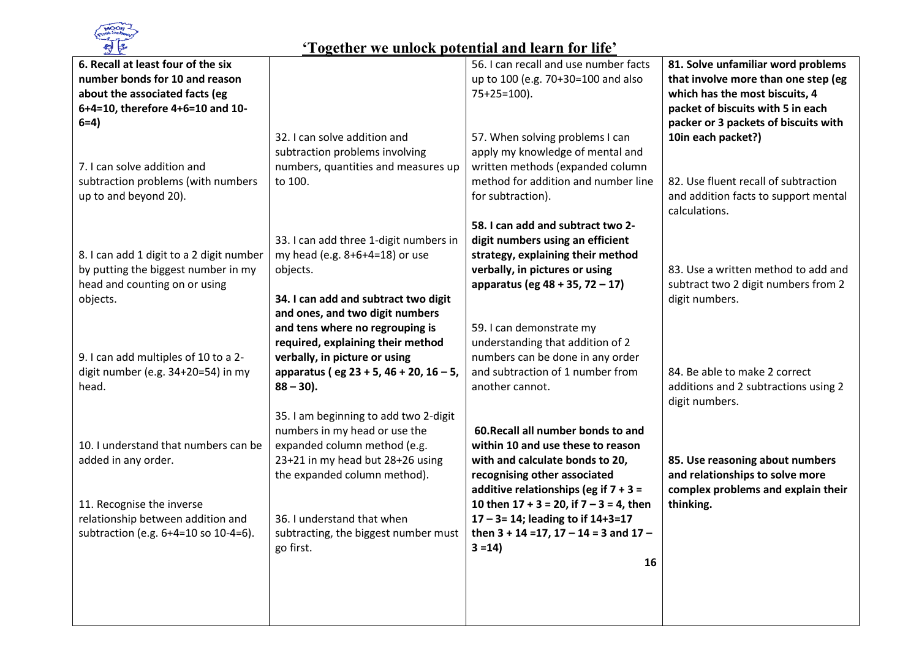**'Together we unlock potential and learn for life'**

| | | | |
|---|---|---|---|
| **6. Recall at least four of the six number bonds for 10 and reason about the associated facts (eg 6+4=10, therefore 4+6=10 and 10-6=4)**<br><br>7. I can solve addition and subtraction problems (with numbers up to and beyond 20).<br><br>8. I can add 1 digit to a 2 digit number by putting the biggest number in my head and counting on or using objects.<br><br>9. I can add multiples of 10 to a 2-digit number (e.g. 34+20=54) in my head.<br><br>10. I understand that numbers can be added in any order.<br><br>11. Recognise the inverse relationship between addition and subtraction (e.g. 6+4=10 so 10-4=6). | 32. I can solve addition and subtraction problems involving numbers, quantities and measures up to 100.<br><br>33. I can add three 1-digit numbers in my head (e.g. 8+6+4=18) or use objects.<br><br>**34. I can add and subtract two digit and ones, and two digit numbers and tens where no regrouping is required, explaining their method verbally, in picture or using apparatus ( eg 23 + 5, 46 + 20, 16 – 5, 88 – 30).**<br><br>35. I am beginning to add two 2-digit numbers in my head or use the expanded column method (e.g. 23+21 in my head but 28+26 using the expanded column method).<br><br>36. I understand that when subtracting, the biggest number must go first. | 56. I can recall and use number facts up to 100 (e.g. 70+30=100 and also 75+25=100).<br><br>57. When solving problems I can apply my knowledge of mental and written methods (expanded column method for addition and number line for subtraction).<br><br>**58. I can add and subtract two 2-digit numbers using an efficient strategy, explaining their method verbally, in pictures or using apparatus (eg 48 + 35, 72 – 17)**<br><br>59. I can demonstrate my understanding that addition of 2 numbers can be done in any order and subtraction of 1 number from another cannot.<br><br>**60.Recall all number bonds to and within 10 and use these to reason with and calculate bonds to 20, recognising other associated additive relationships (eg if 7 + 3 = 10 then 17 + 3 = 20, if 7 – 3 = 4, then 17 – 3= 14; leading to if 14+3=17 then 3 + 14 =17, 17 – 14 = 3 and 17 – 3 =14)**<br><br>**16** | **81. Solve unfamiliar word problems that involve more than one step (eg which has the most biscuits, 4 packet of biscuits with 5 in each packer or 3 packets of biscuits with 10in each packet?)**<br><br>82. Use fluent recall of subtraction and addition facts to support mental calculations.<br><br>83. Use a written method to add and subtract two 2 digit numbers from 2 digit numbers.<br><br>84. Be able to make 2 correct additions and 2 subtractions using 2 digit numbers.<br><br>**85. Use reasoning about numbers and relationships to solve more complex problems and explain their thinking.** |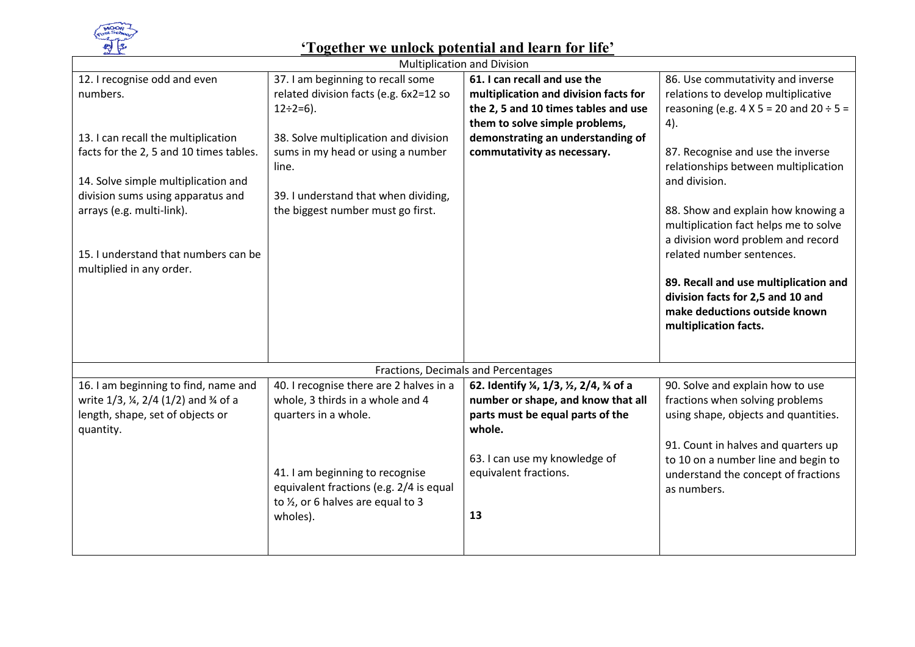## 'Together we unlock potential and learn for life'

| Multiplication and Division | | | |
|---|---|---|---|
| 12. I recognise odd and even numbers.<br><br>13. I can recall the multiplication facts for the 2, 5 and 10 times tables.<br><br>14. Solve simple multiplication and division sums using apparatus and arrays (e.g. multi-link).<br><br>15. I understand that numbers can be multiplied in any order. | 37. I am beginning to recall some related division facts (e.g. 6x2=12 so 12÷2=6).<br><br>38. Solve multiplication and division sums in my head or using a number line.<br><br>39. I understand that when dividing, the biggest number must go first. | **61. I can recall and use the multiplication and division facts for the 2, 5 and 10 times tables and use them to solve simple problems, demonstrating an understanding of commutativity as necessary.** | 86. Use commutativity and inverse relations to develop multiplicative reasoning (e.g. 4 X 5 = 20 and 20 ÷ 5 = 4).<br><br>87. Recognise and use the inverse relationships between multiplication and division.<br><br>88. Show and explain how knowing a multiplication fact helps me to solve a division word problem and record related number sentences.<br><br>**89. Recall and use multiplication and division facts for 2,5 and 10 and make deductions outside known multiplication facts.** |
| **Fractions, Decimals and Percentages** | | | |
| 16. I am beginning to find, name and write 1/3, ¼, 2/4 (1/2) and ¾ of a length, shape, set of objects or quantity. | 40. I recognise there are 2 halves in a whole, 3 thirds in a whole and 4 quarters in a whole.<br><br>41. I am beginning to recognise equivalent fractions (e.g. 2/4 is equal to ½, or 6 halves are equal to 3 wholes). | **62. Identify ¼, 1/3, ½, 2/4, ¾ of a number or shape, and know that all parts must be equal parts of the whole.**<br><br>63. I can use my knowledge of equivalent fractions.<br><br>**13** | 90. Solve and explain how to use fractions when solving problems using shape, objects and quantities.<br><br>91. Count in halves and quarters up to 10 on a number line and begin to understand the concept of fractions as numbers. |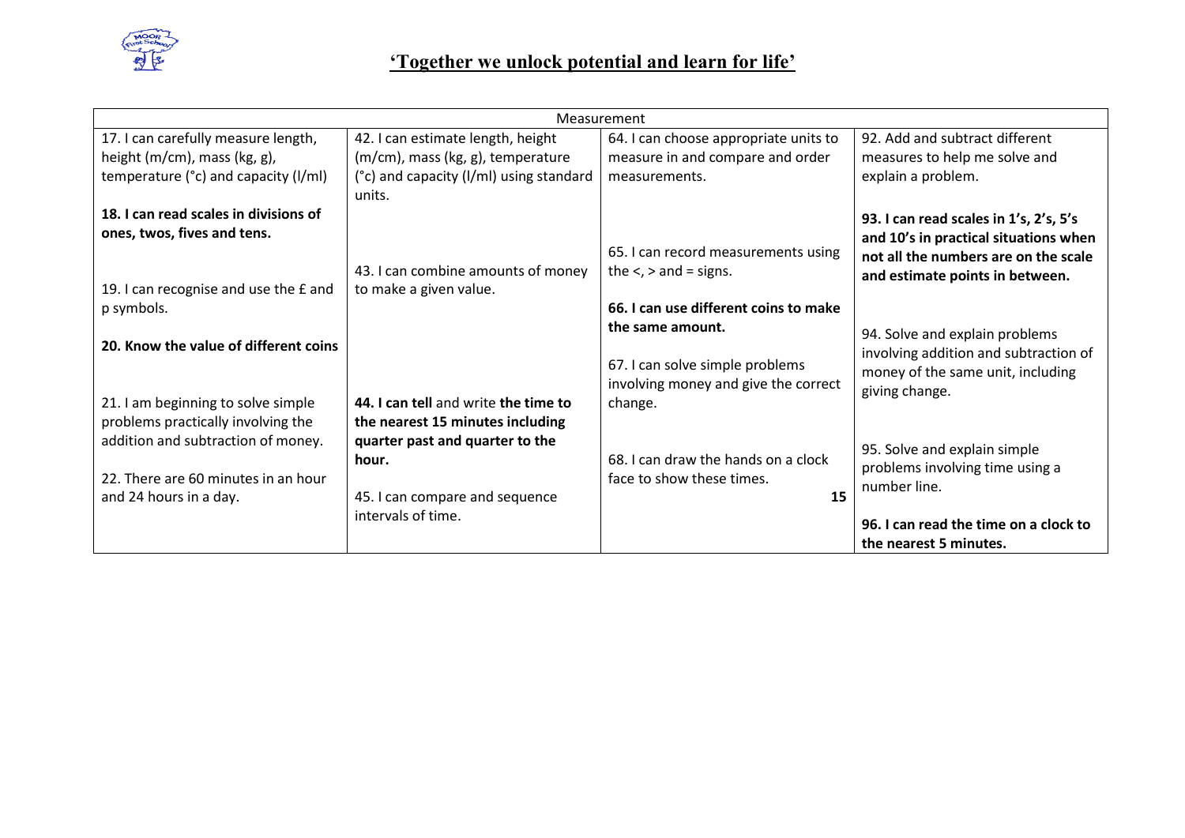## 'Together we unlock potential and learn for life'

| Measurement | | | |
|---|---|---|---|
| 17. I can carefully measure length, height (m/cm), mass (kg, g), temperature (°c) and capacity (l/ml)<br><br>**18. I can read scales in divisions of ones, twos, fives and tens.**<br><br>19. I can recognise and use the £ and p symbols.<br><br>**20. Know the value of different coins**<br><br>21. I am beginning to solve simple problems practically involving the addition and subtraction of money.<br><br>22. There are 60 minutes in an hour and 24 hours in a day. | 42. I can estimate length, height (m/cm), mass (kg, g), temperature (°c) and capacity (l/ml) using standard units.<br><br>43. I can combine amounts of money to make a given value.<br><br>**44. I can tell** and write **the time to the nearest 15 minutes including quarter past and quarter to the hour.**<br><br>45. I can compare and sequence intervals of time. | 64. I can choose appropriate units to measure in and compare and order measurements.<br><br>65. I can record measurements using the <, > and = signs.<br><br>**66. I can use different coins to make the same amount.**<br><br>67. I can solve simple problems involving money and give the correct change.<br><br>68. I can draw the hands on a clock face to show these times. | 92. Add and subtract different measures to help me solve and explain a problem.<br><br>**93. I can read scales in 1's, 2's, 5's and 10's in practical situations when not all the numbers are on the scale and estimate points in between.**<br><br>94. Solve and explain problems involving addition and subtraction of money of the same unit, including giving change.<br><br>95. Solve and explain simple problems involving time using a number line.<br><br>**96. I can read the time on a clock to the nearest 5 minutes.** |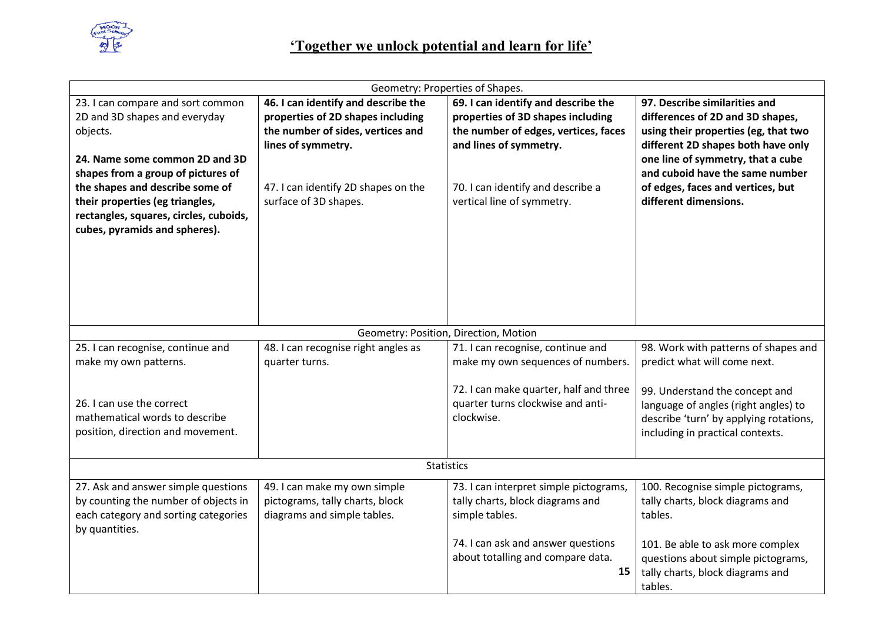## **'Together we unlock potential and learn for life'**

| Geometry: Properties of Shapes. | | | |
|---|---|---|---|
| 23. I can compare and sort common 2D and 3D shapes and everyday objects.<br><br>**24. Name some common 2D and 3D shapes from a group of pictures of the shapes and describe some of their properties (eg triangles, rectangles, squares, circles, cuboids, cubes, pyramids and spheres).** | **46. I can identify and describe the properties of 2D shapes including the number of sides, vertices and lines of symmetry.**<br><br>47. I can identify 2D shapes on the surface of 3D shapes. | **69. I can identify and describe the properties of 3D shapes including the number of edges, vertices, faces and lines of symmetry.**<br><br>70. I can identify and describe a vertical line of symmetry. | **97. Describe similarities and differences of 2D and 3D shapes, using their properties (eg, that two different 2D shapes both have only one line of symmetry, that a cube and cuboid have the same number of edges, faces and vertices, but different dimensions.** |
| Geometry: Position, Direction, Motion | | | |
| 25. I can recognise, continue and make my own patterns.<br><br>26. I can use the correct mathematical words to describe position, direction and movement. | 48. I can recognise right angles as quarter turns. | 71. I can recognise, continue and make my own sequences of numbers.<br><br>72. I can make quarter, half and three quarter turns clockwise and anti-clockwise. | 98. Work with patterns of shapes and predict what will come next.<br><br>99. Understand the concept and language of angles (right angles) to describe 'turn' by applying rotations, including in practical contexts. |
| Statistics | | | |
| 27. Ask and answer simple questions by counting the number of objects in each category and sorting categories by quantities. | 49. I can make my own simple pictograms, tally charts, block diagrams and simple tables. | 73. I can interpret simple pictograms, tally charts, block diagrams and simple tables.<br><br>74. I can ask and answer questions about totalling and compare data. | 100. Recognise simple pictograms, tally charts, block diagrams and tables.<br><br>101. Be able to ask more complex questions about simple pictograms, tally charts, block diagrams and tables. |